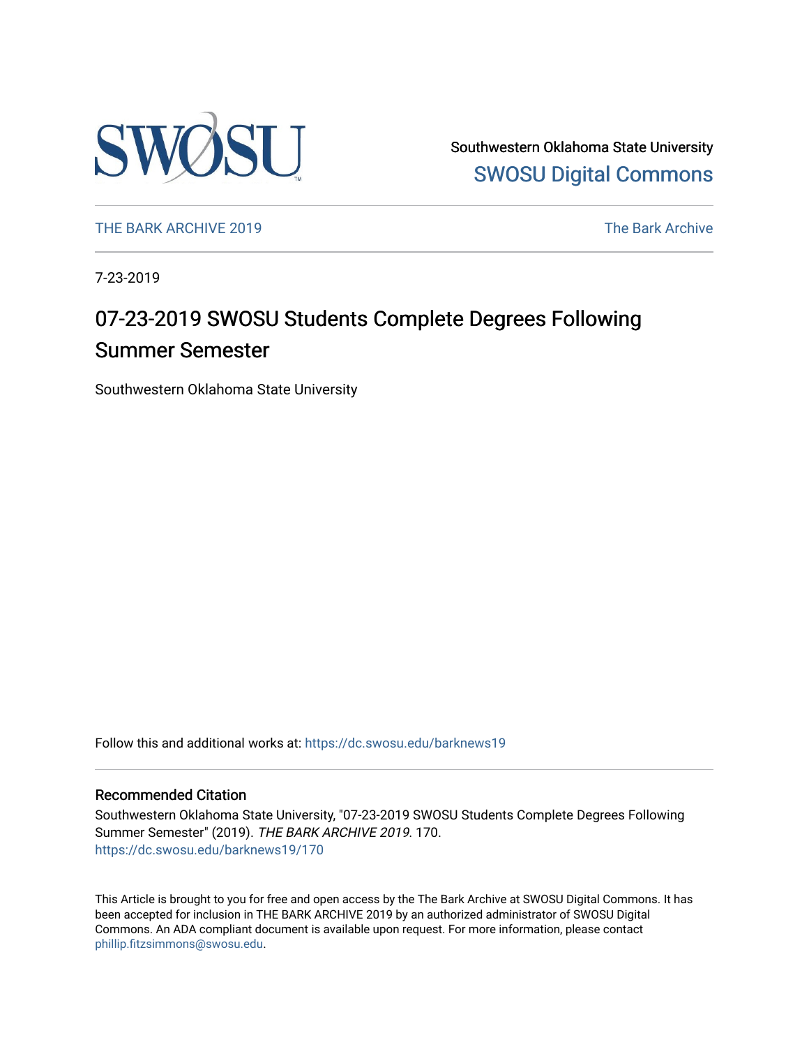Southwestern Oklahoma State University

SWOSU Digital Commons

THE BARK ARCHIVE 2019

The Bark Archive

7-23-2019

# 07-23-2019 SWOSU Students Complete Degrees Following Summer Semester

Southwestern Oklahoma State University

Follow this and additional works at: https://dc.swosu.edu/barknews19

## Recommended Citation

Southwestern Oklahoma State University, "07-23-2019 SWOSU Students Complete Degrees Following Summer Semester" (2019). *THE BARK ARCHIVE 2019*. 170.
https://dc.swosu.edu/barknews19/170

This Article is brought to you for free and open access by the The Bark Archive at SWOSU Digital Commons. It has been accepted for inclusion in THE BARK ARCHIVE 2019 by an authorized administrator of SWOSU Digital Commons. An ADA compliant document is available upon request. For more information, please contact phillip.fitzsimmons@swosu.edu.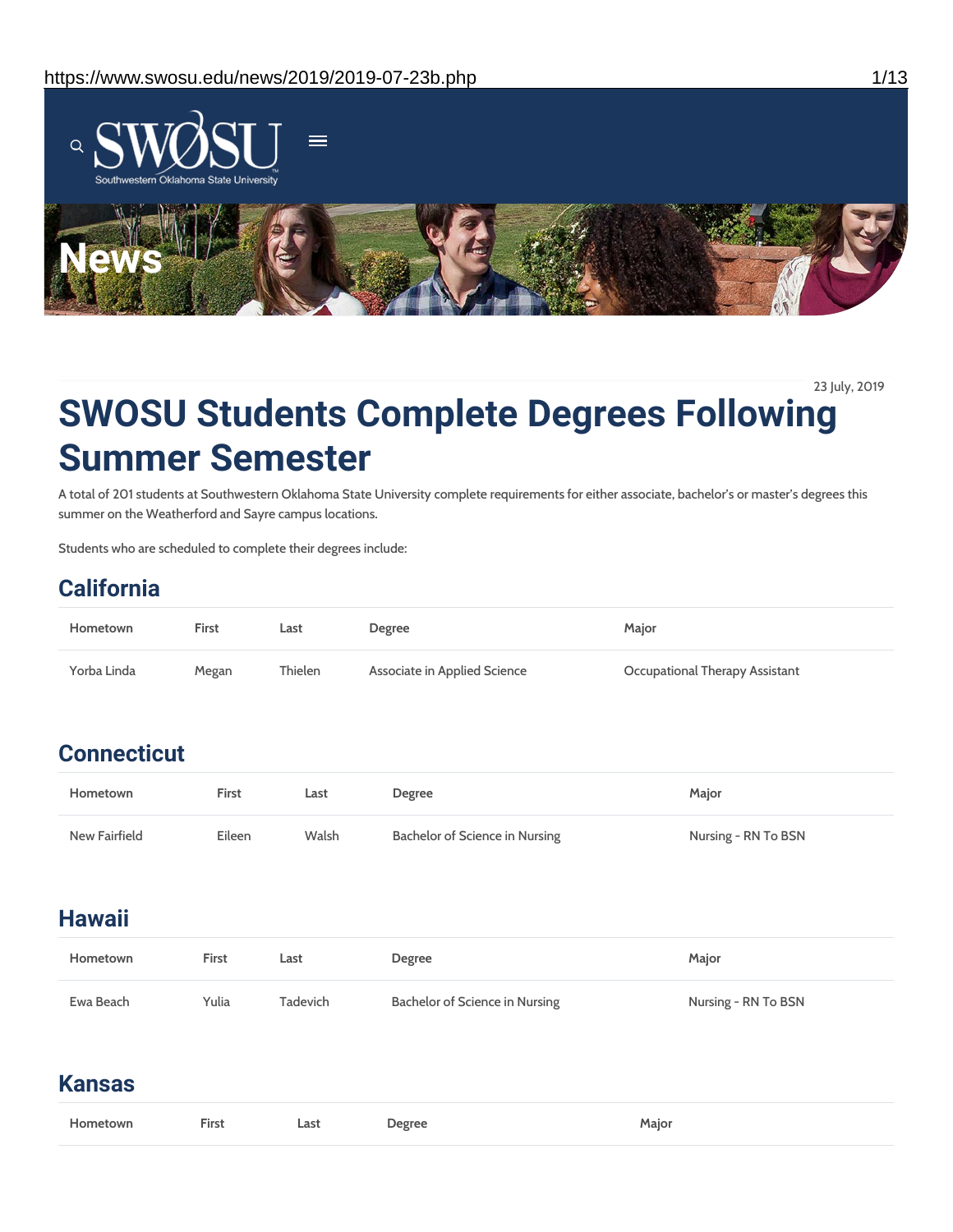23 July, 2019

# SWOSU Students Complete Degrees Following Summer Semester

A total of 201 students at Southwestern Oklahoma State University complete requirements for either associate, bachelor's or master's degrees this summer on the Weatherford and Sayre campus locations.

Students who are scheduled to complete their degrees include:

## California

| Hometown | First | Last | Degree | Major |
|---|---|---|---|---|
| Yorba Linda | Megan | Thielen | Associate in Applied Science | Occupational Therapy Assistant |

## Connecticut

| Hometown | First | Last | Degree | Major |
|---|---|---|---|---|
| New Fairfield | Eileen | Walsh | Bachelor of Science in Nursing | Nursing - RN To BSN |

## Hawaii

| Hometown | First | Last | Degree | Major |
|---|---|---|---|---|
| Ewa Beach | Yulia | Tadevich | Bachelor of Science in Nursing | Nursing - RN To BSN |

## Kansas

| Hometown | First | Last | Degree | Major |
|---|---|---|---|---|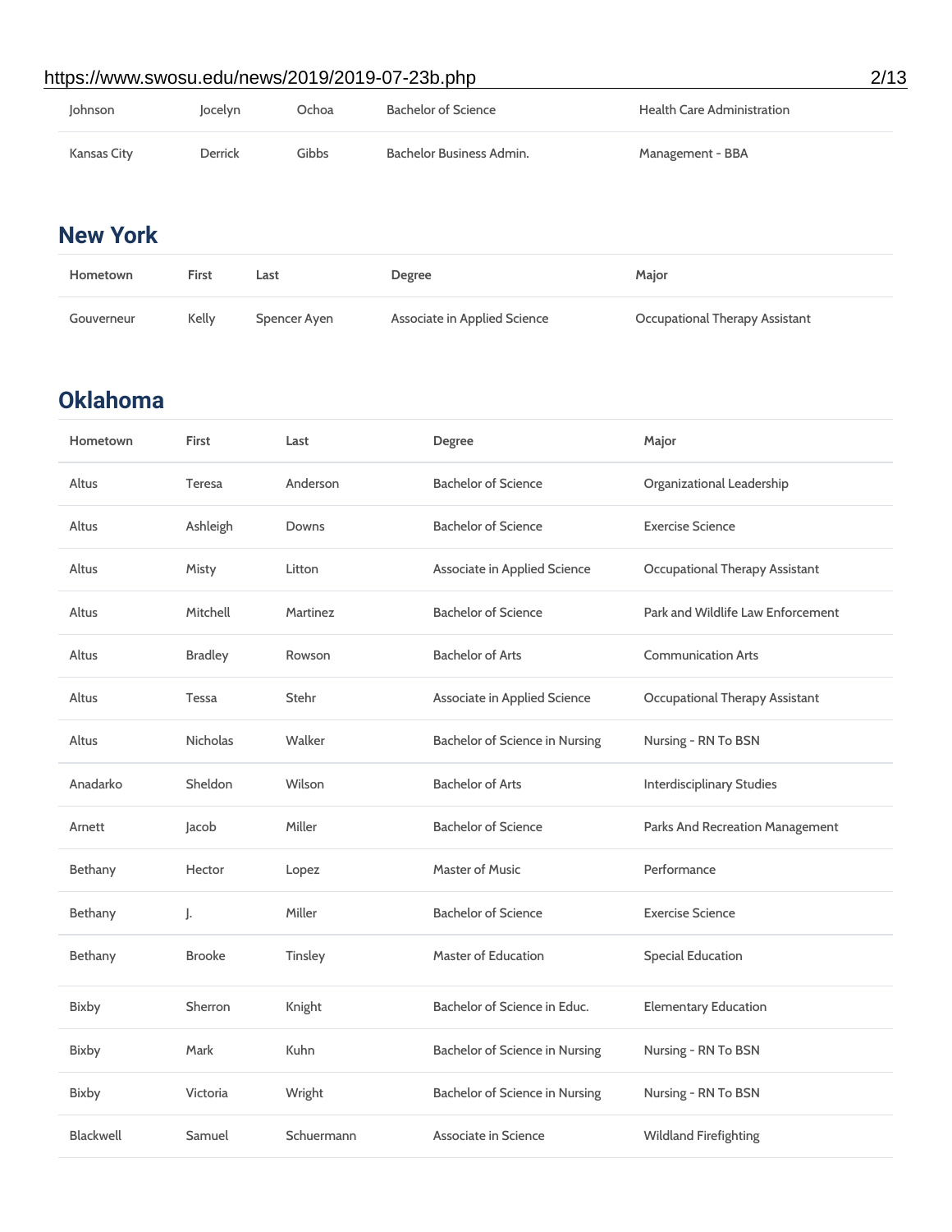| Johnson | Jocelyn | Ochoa | Bachelor of Science | Health Care Administration |
|---|---|---|---|---|
| Kansas City | Derrick | Gibbs | Bachelor Business Admin. | Management - BBA |

## New York

| Hometown | First | Last | Degree | Major |
|---|---|---|---|---|
| Gouverneur | Kelly | Spencer Ayen | Associate in Applied Science | Occupational Therapy Assistant |

## Oklahoma

| Hometown | First | Last | Degree | Major |
|---|---|---|---|---|
| Altus | Teresa | Anderson | Bachelor of Science | Organizational Leadership |
| Altus | Ashleigh | Downs | Bachelor of Science | Exercise Science |
| Altus | Misty | Litton | Associate in Applied Science | Occupational Therapy Assistant |
| Altus | Mitchell | Martinez | Bachelor of Science | Park and Wildlife Law Enforcement |
| Altus | Bradley | Rowson | Bachelor of Arts | Communication Arts |
| Altus | Tessa | Stehr | Associate in Applied Science | Occupational Therapy Assistant |
| Altus | Nicholas | Walker | Bachelor of Science in Nursing | Nursing - RN To BSN |
| Anadarko | Sheldon | Wilson | Bachelor of Arts | Interdisciplinary Studies |
| Arnett | Jacob | Miller | Bachelor of Science | Parks And Recreation Management |
| Bethany | Hector | Lopez | Master of Music | Performance |
| Bethany | J. | Miller | Bachelor of Science | Exercise Science |
| Bethany | Brooke | Tinsley | Master of Education | Special Education |
| Bixby | Sherron | Knight | Bachelor of Science in Educ. | Elementary Education |
| Bixby | Mark | Kuhn | Bachelor of Science in Nursing | Nursing - RN To BSN |
| Bixby | Victoria | Wright | Bachelor of Science in Nursing | Nursing - RN To BSN |
| Blackwell | Samuel | Schuermann | Associate in Science | Wildland Firefighting |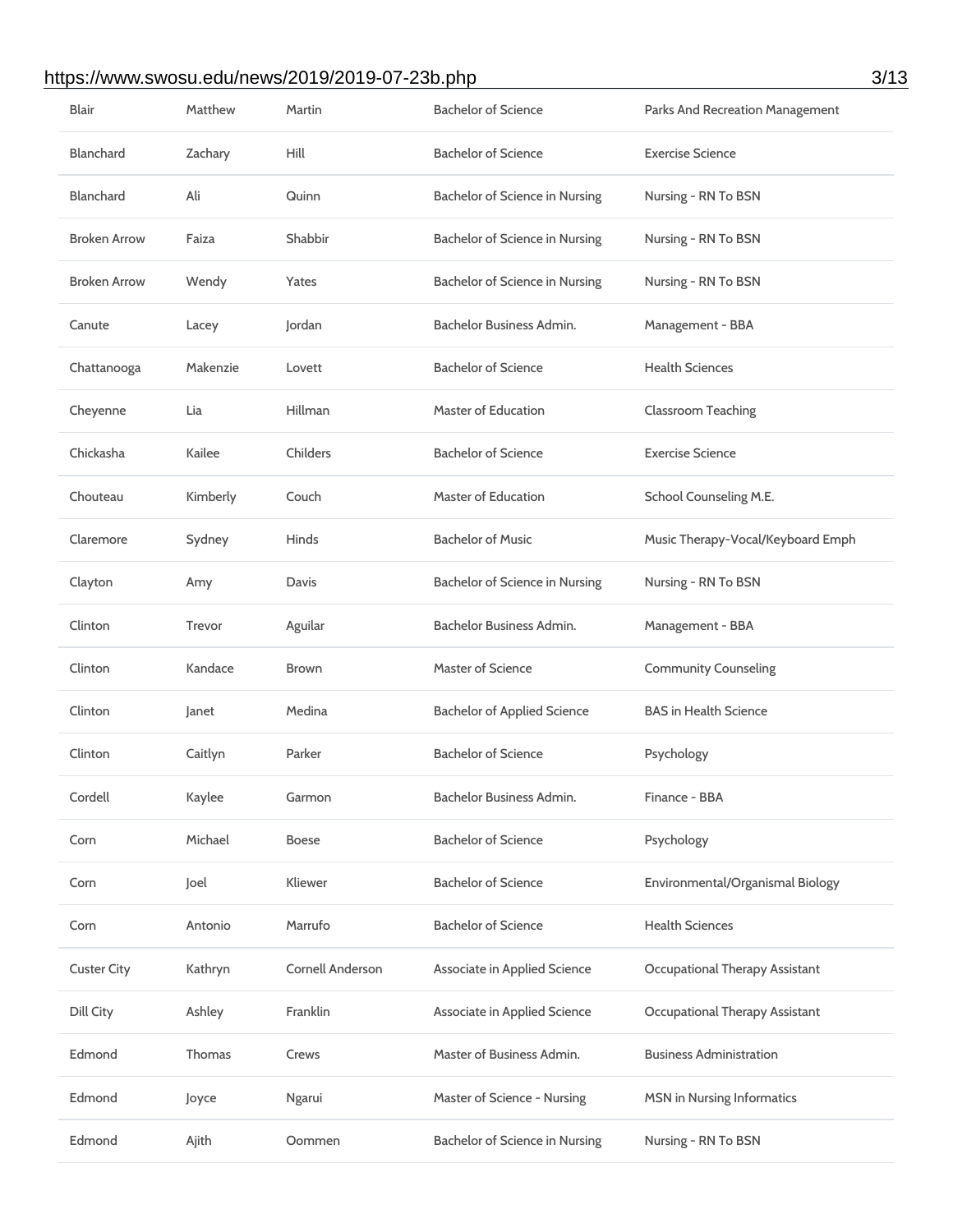| | | | | |
|---|---|---|---|---|
| Blair | Matthew | Martin | Bachelor of Science | Parks And Recreation Management |
| Blanchard | Zachary | Hill | Bachelor of Science | Exercise Science |
| Blanchard | Ali | Quinn | Bachelor of Science in Nursing | Nursing - RN To BSN |
| Broken Arrow | Faiza | Shabbir | Bachelor of Science in Nursing | Nursing - RN To BSN |
| Broken Arrow | Wendy | Yates | Bachelor of Science in Nursing | Nursing - RN To BSN |
| Canute | Lacey | Jordan | Bachelor Business Admin. | Management - BBA |
| Chattanooga | Makenzie | Lovett | Bachelor of Science | Health Sciences |
| Cheyenne | Lia | Hillman | Master of Education | Classroom Teaching |
| Chickasha | Kailee | Childers | Bachelor of Science | Exercise Science |
| Chouteau | Kimberly | Couch | Master of Education | School Counseling M.E. |
| Claremore | Sydney | Hinds | Bachelor of Music | Music Therapy-Vocal/Keyboard Emph |
| Clayton | Amy | Davis | Bachelor of Science in Nursing | Nursing - RN To BSN |
| Clinton | Trevor | Aguilar | Bachelor Business Admin. | Management - BBA |
| Clinton | Kandace | Brown | Master of Science | Community Counseling |
| Clinton | Janet | Medina | Bachelor of Applied Science | BAS in Health Science |
| Clinton | Caitlyn | Parker | Bachelor of Science | Psychology |
| Cordell | Kaylee | Garmon | Bachelor Business Admin. | Finance - BBA |
| Corn | Michael | Boese | Bachelor of Science | Psychology |
| Corn | Joel | Kliewer | Bachelor of Science | Environmental/Organismal Biology |
| Corn | Antonio | Marrufo | Bachelor of Science | Health Sciences |
| Custer City | Kathryn | Cornell Anderson | Associate in Applied Science | Occupational Therapy Assistant |
| Dill City | Ashley | Franklin | Associate in Applied Science | Occupational Therapy Assistant |
| Edmond | Thomas | Crews | Master of Business Admin. | Business Administration |
| Edmond | Joyce | Ngarui | Master of Science - Nursing | MSN in Nursing Informatics |
| Edmond | Ajith | Oommen | Bachelor of Science in Nursing | Nursing - RN To BSN |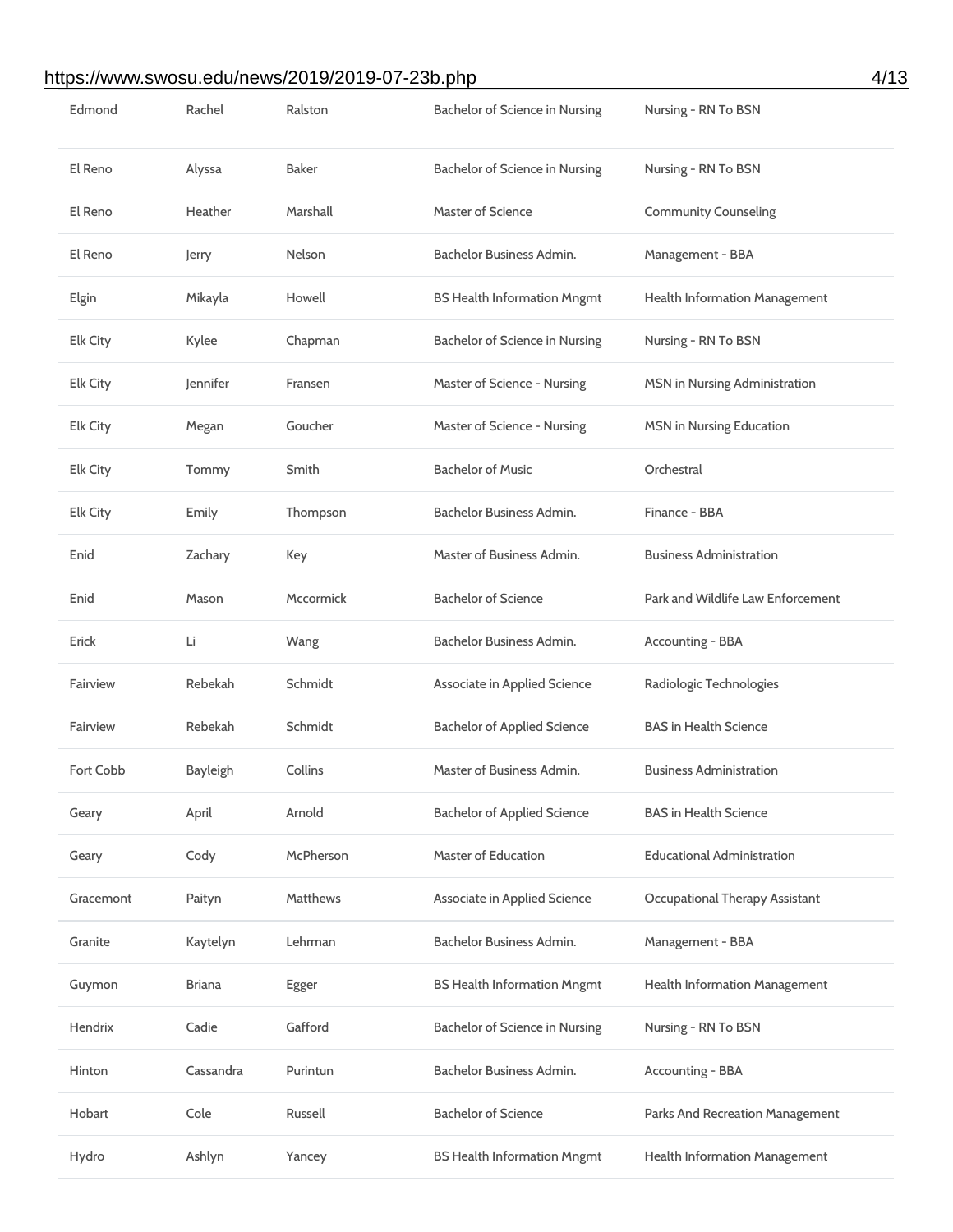| | | | | |
|---|---|---|---|---|
| Edmond | Rachel | Ralston | Bachelor of Science in Nursing | Nursing - RN To BSN |
| El Reno | Alyssa | Baker | Bachelor of Science in Nursing | Nursing - RN To BSN |
| El Reno | Heather | Marshall | Master of Science | Community Counseling |
| El Reno | Jerry | Nelson | Bachelor Business Admin. | Management - BBA |
| Elgin | Mikayla | Howell | BS Health Information Mngmt | Health Information Management |
| Elk City | Kylee | Chapman | Bachelor of Science in Nursing | Nursing - RN To BSN |
| Elk City | Jennifer | Fransen | Master of Science - Nursing | MSN in Nursing Administration |
| Elk City | Megan | Goucher | Master of Science - Nursing | MSN in Nursing Education |
| Elk City | Tommy | Smith | Bachelor of Music | Orchestral |
| Elk City | Emily | Thompson | Bachelor Business Admin. | Finance - BBA |
| Enid | Zachary | Key | Master of Business Admin. | Business Administration |
| Enid | Mason | Mccormick | Bachelor of Science | Park and Wildlife Law Enforcement |
| Erick | Li | Wang | Bachelor Business Admin. | Accounting - BBA |
| Fairview | Rebekah | Schmidt | Associate in Applied Science | Radiologic Technologies |
| Fairview | Rebekah | Schmidt | Bachelor of Applied Science | BAS in Health Science |
| Fort Cobb | Bayleigh | Collins | Master of Business Admin. | Business Administration |
| Geary | April | Arnold | Bachelor of Applied Science | BAS in Health Science |
| Geary | Cody | McPherson | Master of Education | Educational Administration |
| Gracemont | Paityn | Matthews | Associate in Applied Science | Occupational Therapy Assistant |
| Granite | Kaytelyn | Lehrman | Bachelor Business Admin. | Management - BBA |
| Guymon | Briana | Egger | BS Health Information Mngmt | Health Information Management |
| Hendrix | Cadie | Gafford | Bachelor of Science in Nursing | Nursing - RN To BSN |
| Hinton | Cassandra | Purintun | Bachelor Business Admin. | Accounting - BBA |
| Hobart | Cole | Russell | Bachelor of Science | Parks And Recreation Management |
| Hydro | Ashlyn | Yancey | BS Health Information Mngmt | Health Information Management |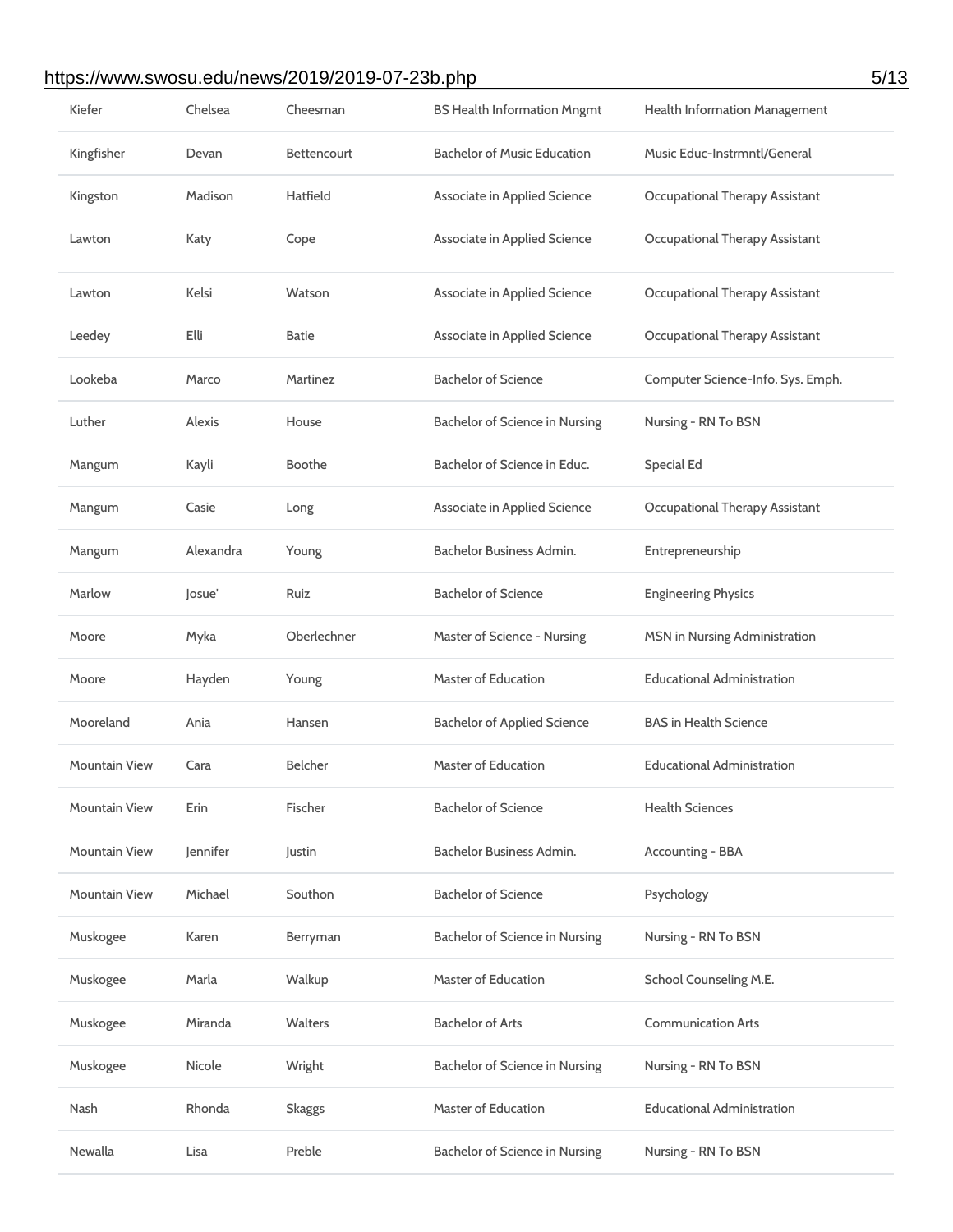| | | | | |
|---|---|---|---|---|
| Kiefer | Chelsea | Cheesman | BS Health Information Mngmt | Health Information Management |
| Kingfisher | Devan | Bettencourt | Bachelor of Music Education | Music Educ-Instrmntl/General |
| Kingston | Madison | Hatfield | Associate in Applied Science | Occupational Therapy Assistant |
| Lawton | Katy | Cope | Associate in Applied Science | Occupational Therapy Assistant |
| Lawton | Kelsi | Watson | Associate in Applied Science | Occupational Therapy Assistant |
| Leedey | Elli | Batie | Associate in Applied Science | Occupational Therapy Assistant |
| Lookeba | Marco | Martinez | Bachelor of Science | Computer Science-Info. Sys. Emph. |
| Luther | Alexis | House | Bachelor of Science in Nursing | Nursing - RN To BSN |
| Mangum | Kayli | Boothe | Bachelor of Science in Educ. | Special Ed |
| Mangum | Casie | Long | Associate in Applied Science | Occupational Therapy Assistant |
| Mangum | Alexandra | Young | Bachelor Business Admin. | Entrepreneurship |
| Marlow | Josue' | Ruiz | Bachelor of Science | Engineering Physics |
| Moore | Myka | Oberlechner | Master of Science - Nursing | MSN in Nursing Administration |
| Moore | Hayden | Young | Master of Education | Educational Administration |
| Mooreland | Ania | Hansen | Bachelor of Applied Science | BAS in Health Science |
| Mountain View | Cara | Belcher | Master of Education | Educational Administration |
| Mountain View | Erin | Fischer | Bachelor of Science | Health Sciences |
| Mountain View | Jennifer | Justin | Bachelor Business Admin. | Accounting - BBA |
| Mountain View | Michael | Southon | Bachelor of Science | Psychology |
| Muskogee | Karen | Berryman | Bachelor of Science in Nursing | Nursing - RN To BSN |
| Muskogee | Marla | Walkup | Master of Education | School Counseling M.E. |
| Muskogee | Miranda | Walters | Bachelor of Arts | Communication Arts |
| Muskogee | Nicole | Wright | Bachelor of Science in Nursing | Nursing - RN To BSN |
| Nash | Rhonda | Skaggs | Master of Education | Educational Administration |
| Newalla | Lisa | Preble | Bachelor of Science in Nursing | Nursing - RN To BSN |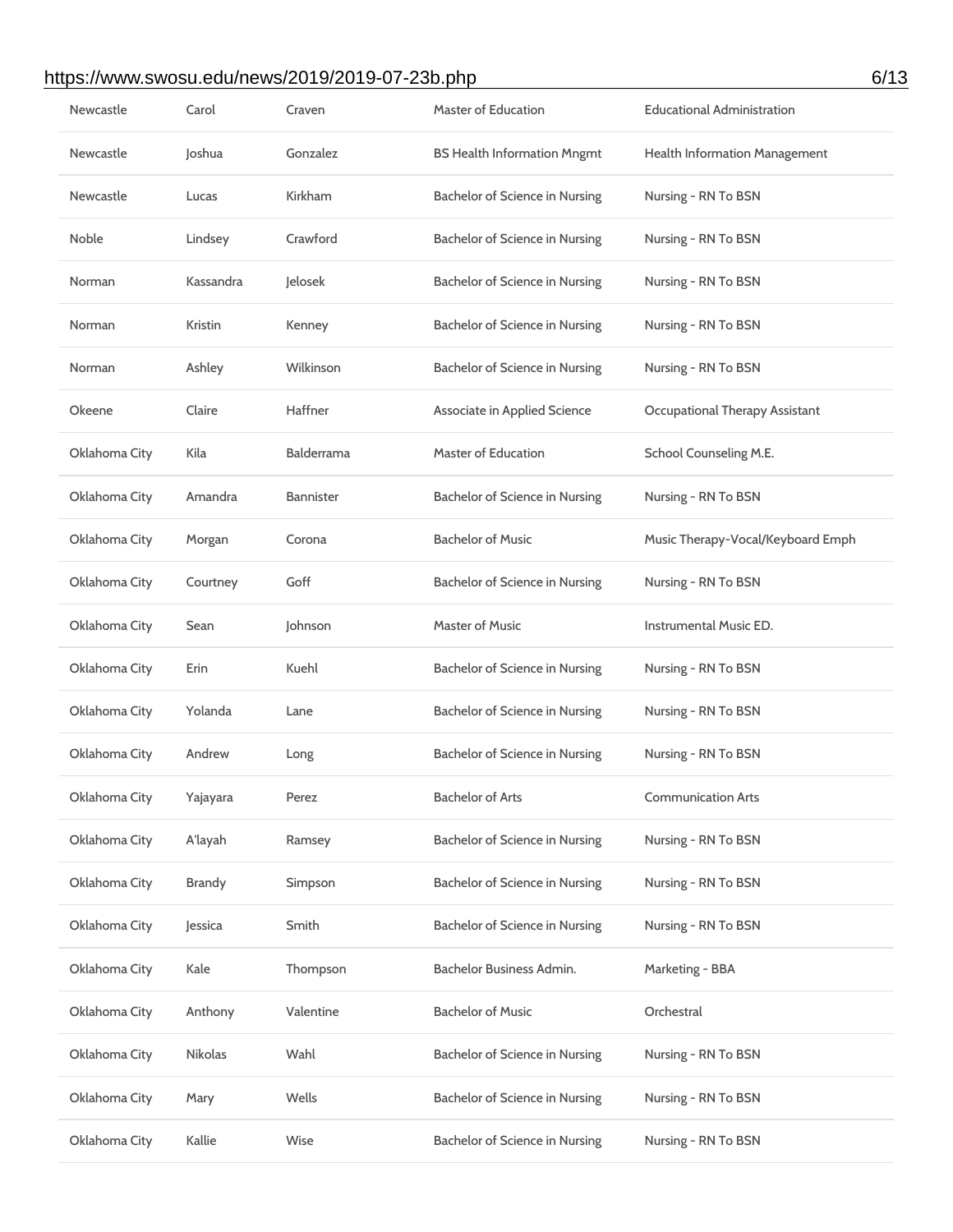| | | | | |
|---|---|---|---|---|
| Newcastle | Carol | Craven | Master of Education | Educational Administration |
| Newcastle | Joshua | Gonzalez | BS Health Information Mngmt | Health Information Management |
| Newcastle | Lucas | Kirkham | Bachelor of Science in Nursing | Nursing - RN To BSN |
| Noble | Lindsey | Crawford | Bachelor of Science in Nursing | Nursing - RN To BSN |
| Norman | Kassandra | Jelosek | Bachelor of Science in Nursing | Nursing - RN To BSN |
| Norman | Kristin | Kenney | Bachelor of Science in Nursing | Nursing - RN To BSN |
| Norman | Ashley | Wilkinson | Bachelor of Science in Nursing | Nursing - RN To BSN |
| Okeene | Claire | Haffner | Associate in Applied Science | Occupational Therapy Assistant |
| Oklahoma City | Kila | Balderrama | Master of Education | School Counseling M.E. |
| Oklahoma City | Amandra | Bannister | Bachelor of Science in Nursing | Nursing - RN To BSN |
| Oklahoma City | Morgan | Corona | Bachelor of Music | Music Therapy-Vocal/Keyboard Emph |
| Oklahoma City | Courtney | Goff | Bachelor of Science in Nursing | Nursing - RN To BSN |
| Oklahoma City | Sean | Johnson | Master of Music | Instrumental Music ED. |
| Oklahoma City | Erin | Kuehl | Bachelor of Science in Nursing | Nursing - RN To BSN |
| Oklahoma City | Yolanda | Lane | Bachelor of Science in Nursing | Nursing - RN To BSN |
| Oklahoma City | Andrew | Long | Bachelor of Science in Nursing | Nursing - RN To BSN |
| Oklahoma City | Yajayara | Perez | Bachelor of Arts | Communication Arts |
| Oklahoma City | A'layah | Ramsey | Bachelor of Science in Nursing | Nursing - RN To BSN |
| Oklahoma City | Brandy | Simpson | Bachelor of Science in Nursing | Nursing - RN To BSN |
| Oklahoma City | Jessica | Smith | Bachelor of Science in Nursing | Nursing - RN To BSN |
| Oklahoma City | Kale | Thompson | Bachelor Business Admin. | Marketing - BBA |
| Oklahoma City | Anthony | Valentine | Bachelor of Music | Orchestral |
| Oklahoma City | Nikolas | Wahl | Bachelor of Science in Nursing | Nursing - RN To BSN |
| Oklahoma City | Mary | Wells | Bachelor of Science in Nursing | Nursing - RN To BSN |
| Oklahoma City | Kallie | Wise | Bachelor of Science in Nursing | Nursing - RN To BSN |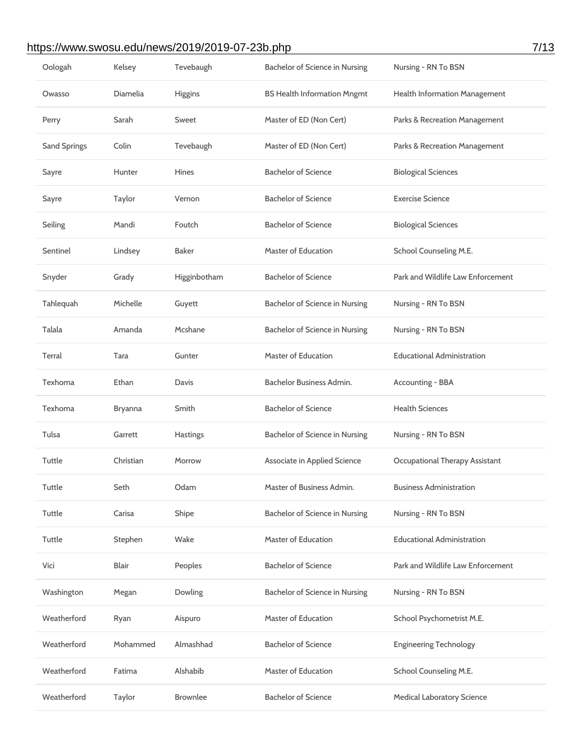| Oologah | Kelsey | Tevebaugh | Bachelor of Science in Nursing | Nursing - RN To BSN |
|---|---|---|---|---|
| Owasso | Diamelia | Higgins | BS Health Information Mngmt | Health Information Management |
| Perry | Sarah | Sweet | Master of ED (Non Cert) | Parks & Recreation Management |
| Sand Springs | Colin | Tevebaugh | Master of ED (Non Cert) | Parks & Recreation Management |
| Sayre | Hunter | Hines | Bachelor of Science | Biological Sciences |
| Sayre | Taylor | Vernon | Bachelor of Science | Exercise Science |
| Seiling | Mandi | Foutch | Bachelor of Science | Biological Sciences |
| Sentinel | Lindsey | Baker | Master of Education | School Counseling M.E. |
| Snyder | Grady | Higginbotham | Bachelor of Science | Park and Wildlife Law Enforcement |
| Tahlequah | Michelle | Guyett | Bachelor of Science in Nursing | Nursing - RN To BSN |
| Talala | Amanda | Mcshane | Bachelor of Science in Nursing | Nursing - RN To BSN |
| Terral | Tara | Gunter | Master of Education | Educational Administration |
| Texhoma | Ethan | Davis | Bachelor Business Admin. | Accounting - BBA |
| Texhoma | Bryanna | Smith | Bachelor of Science | Health Sciences |
| Tulsa | Garrett | Hastings | Bachelor of Science in Nursing | Nursing - RN To BSN |
| Tuttle | Christian | Morrow | Associate in Applied Science | Occupational Therapy Assistant |
| Tuttle | Seth | Odam | Master of Business Admin. | Business Administration |
| Tuttle | Carisa | Shipe | Bachelor of Science in Nursing | Nursing - RN To BSN |
| Tuttle | Stephen | Wake | Master of Education | Educational Administration |
| Vici | Blair | Peoples | Bachelor of Science | Park and Wildlife Law Enforcement |
| Washington | Megan | Dowling | Bachelor of Science in Nursing | Nursing - RN To BSN |
| Weatherford | Ryan | Aispuro | Master of Education | School Psychometrist M.E. |
| Weatherford | Mohammed | Almashhad | Bachelor of Science | Engineering Technology |
| Weatherford | Fatima | Alshabib | Master of Education | School Counseling M.E. |
| Weatherford | Taylor | Brownlee | Bachelor of Science | Medical Laboratory Science |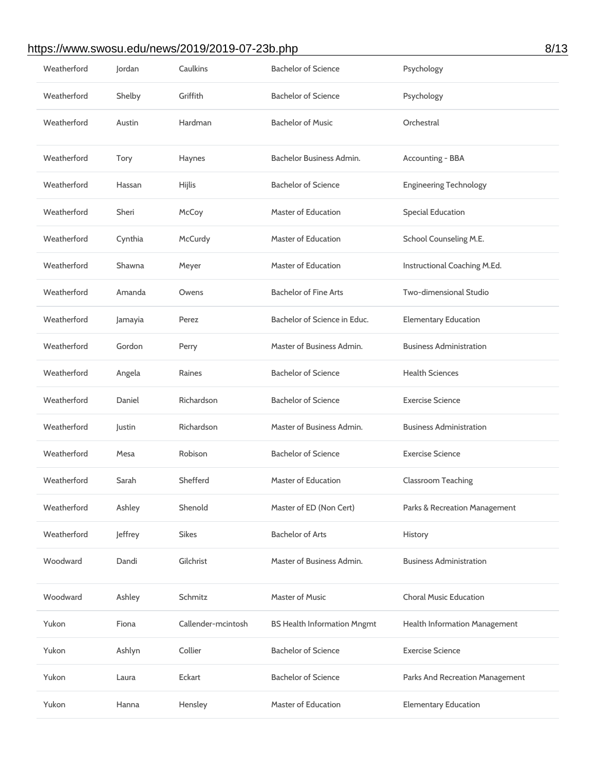| | | | | |
|---|---|---|---|---|
| Weatherford | Jordan | Caulkins | Bachelor of Science | Psychology |
| Weatherford | Shelby | Griffith | Bachelor of Science | Psychology |
| Weatherford | Austin | Hardman | Bachelor of Music | Orchestral |
| Weatherford | Tory | Haynes | Bachelor Business Admin. | Accounting - BBA |
| Weatherford | Hassan | Hijlis | Bachelor of Science | Engineering Technology |
| Weatherford | Sheri | McCoy | Master of Education | Special Education |
| Weatherford | Cynthia | McCurdy | Master of Education | School Counseling M.E. |
| Weatherford | Shawna | Meyer | Master of Education | Instructional Coaching M.Ed. |
| Weatherford | Amanda | Owens | Bachelor of Fine Arts | Two-dimensional Studio |
| Weatherford | Jamayia | Perez | Bachelor of Science in Educ. | Elementary Education |
| Weatherford | Gordon | Perry | Master of Business Admin. | Business Administration |
| Weatherford | Angela | Raines | Bachelor of Science | Health Sciences |
| Weatherford | Daniel | Richardson | Bachelor of Science | Exercise Science |
| Weatherford | Justin | Richardson | Master of Business Admin. | Business Administration |
| Weatherford | Mesa | Robison | Bachelor of Science | Exercise Science |
| Weatherford | Sarah | Shefferd | Master of Education | Classroom Teaching |
| Weatherford | Ashley | Shenold | Master of ED (Non Cert) | Parks & Recreation Management |
| Weatherford | Jeffrey | Sikes | Bachelor of Arts | History |
| Woodward | Dandi | Gilchrist | Master of Business Admin. | Business Administration |
| Woodward | Ashley | Schmitz | Master of Music | Choral Music Education |
| Yukon | Fiona | Callender-mcintosh | BS Health Information Mngmt | Health Information Management |
| Yukon | Ashlyn | Collier | Bachelor of Science | Exercise Science |
| Yukon | Laura | Eckart | Bachelor of Science | Parks And Recreation Management |
| Yukon | Hanna | Hensley | Master of Education | Elementary Education |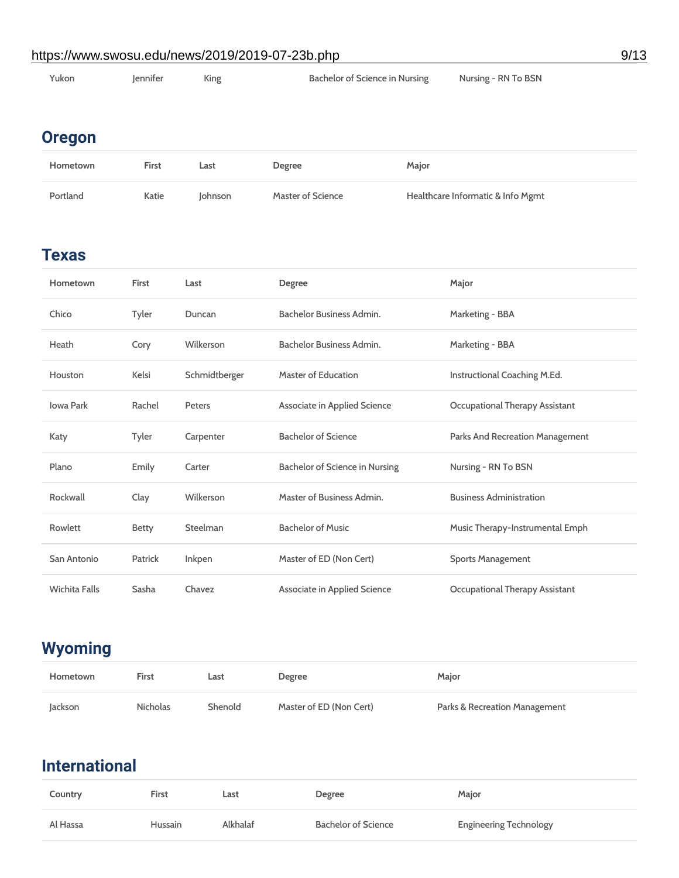| Yukon | Jennifer | King | Bachelor of Science in Nursing | Nursing - RN To BSN |
|---|---|---|---|---|

## Oregon

| Hometown | First | Last | Degree | Major |
|---|---|---|---|---|
| Portland | Katie | Johnson | Master of Science | Healthcare Informatic & Info Mgmt |

## Texas

| Hometown | First | Last | Degree | Major |
|---|---|---|---|---|
| Chico | Tyler | Duncan | Bachelor Business Admin. | Marketing - BBA |
| Heath | Cory | Wilkerson | Bachelor Business Admin. | Marketing - BBA |
| Houston | Kelsi | Schmidtberger | Master of Education | Instructional Coaching M.Ed. |
| Iowa Park | Rachel | Peters | Associate in Applied Science | Occupational Therapy Assistant |
| Katy | Tyler | Carpenter | Bachelor of Science | Parks And Recreation Management |
| Plano | Emily | Carter | Bachelor of Science in Nursing | Nursing - RN To BSN |
| Rockwall | Clay | Wilkerson | Master of Business Admin. | Business Administration |
| Rowlett | Betty | Steelman | Bachelor of Music | Music Therapy-Instrumental Emph |
| San Antonio | Patrick | Inkpen | Master of ED (Non Cert) | Sports Management |
| Wichita Falls | Sasha | Chavez | Associate in Applied Science | Occupational Therapy Assistant |

## Wyoming

| Hometown | First | Last | Degree | Major |
|---|---|---|---|---|
| Jackson | Nicholas | Shenold | Master of ED (Non Cert) | Parks & Recreation Management |

## International

| Country | First | Last | Degree | Major |
|---|---|---|---|---|
| Al Hassa | Hussain | Alkhalaf | Bachelor of Science | Engineering Technology |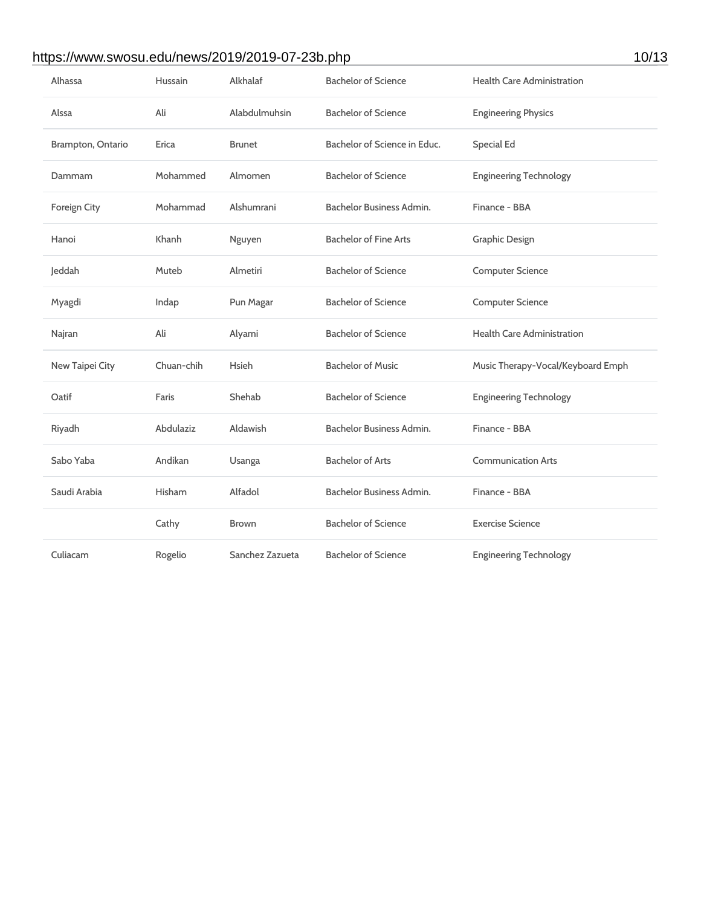| | | | | |
|---|---|---|---|---|
| Alhassa | Hussain | Alkhalaf | Bachelor of Science | Health Care Administration |
| Alssa | Ali | Alabdulmuhsin | Bachelor of Science | Engineering Physics |
| Brampton, Ontario | Erica | Brunet | Bachelor of Science in Educ. | Special Ed |
| Dammam | Mohammed | Almomen | Bachelor of Science | Engineering Technology |
| Foreign City | Mohammad | Alshumrani | Bachelor Business Admin. | Finance - BBA |
| Hanoi | Khanh | Nguyen | Bachelor of Fine Arts | Graphic Design |
| Jeddah | Muteb | Almetiri | Bachelor of Science | Computer Science |
| Myagdi | Indap | Pun Magar | Bachelor of Science | Computer Science |
| Najran | Ali | Alyami | Bachelor of Science | Health Care Administration |
| New Taipei City | Chuan-chih | Hsieh | Bachelor of Music | Music Therapy-Vocal/Keyboard Emph |
| Oatif | Faris | Shehab | Bachelor of Science | Engineering Technology |
| Riyadh | Abdulaziz | Aldawish | Bachelor Business Admin. | Finance - BBA |
| Sabo Yaba | Andikan | Usanga | Bachelor of Arts | Communication Arts |
| Saudi Arabia | Hisham | Alfadol | Bachelor Business Admin. | Finance - BBA |
| | Cathy | Brown | Bachelor of Science | Exercise Science |
| Culiacam | Rogelio | Sanchez Zazueta | Bachelor of Science | Engineering Technology |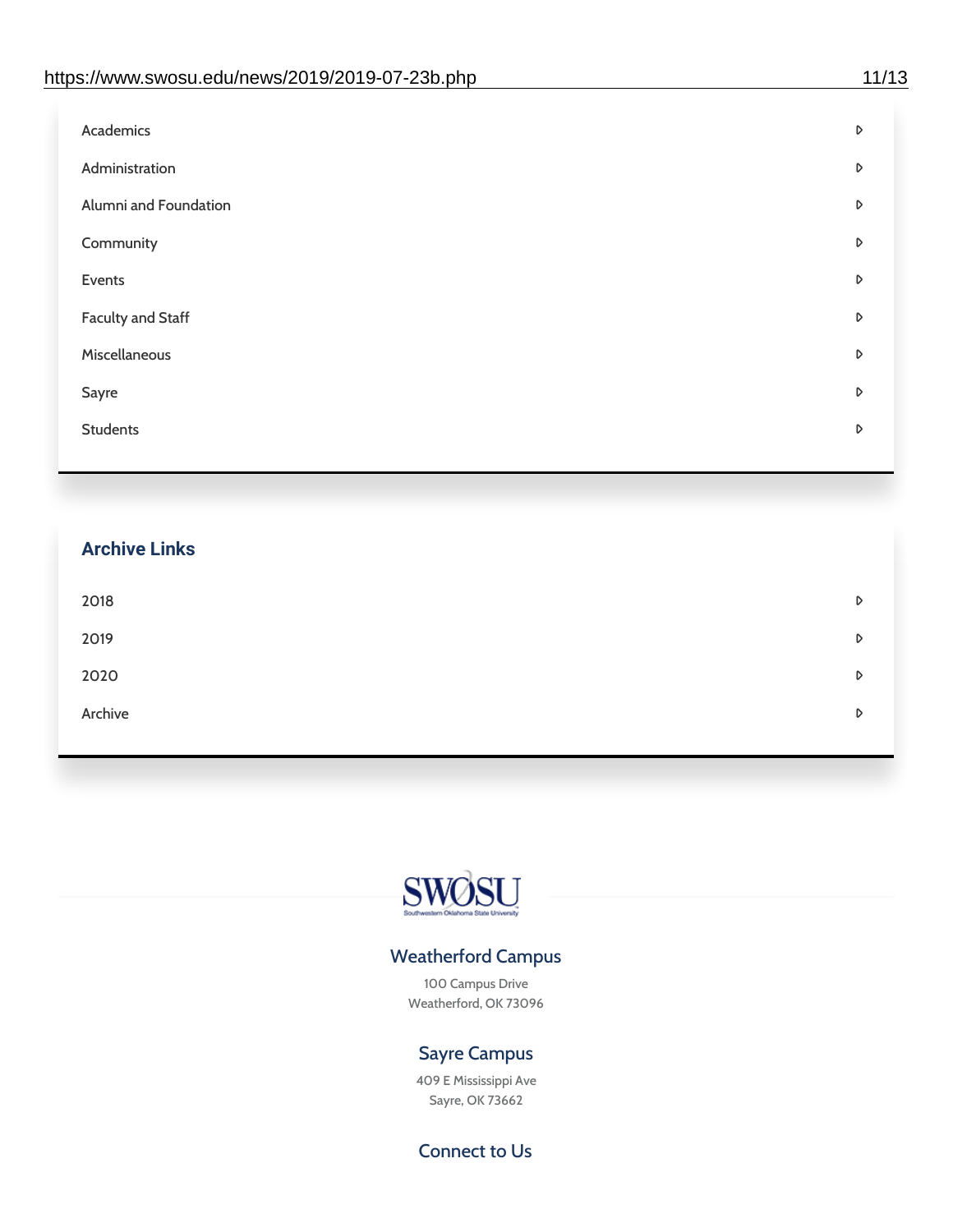- Academics
- Administration
- Alumni and Foundation
- Community
- Events
- Faculty and Staff
- Miscellaneous
- Sayre
- Students

## Archive Links

- 2018
- 2019
- 2020
- Archive

SWOSU
Southwestern Oklahoma State University

### Weatherford Campus

100 Campus Drive
Weatherford, OK 73096

### Sayre Campus

409 E Mississippi Ave
Sayre, OK 73662

### Connect to Us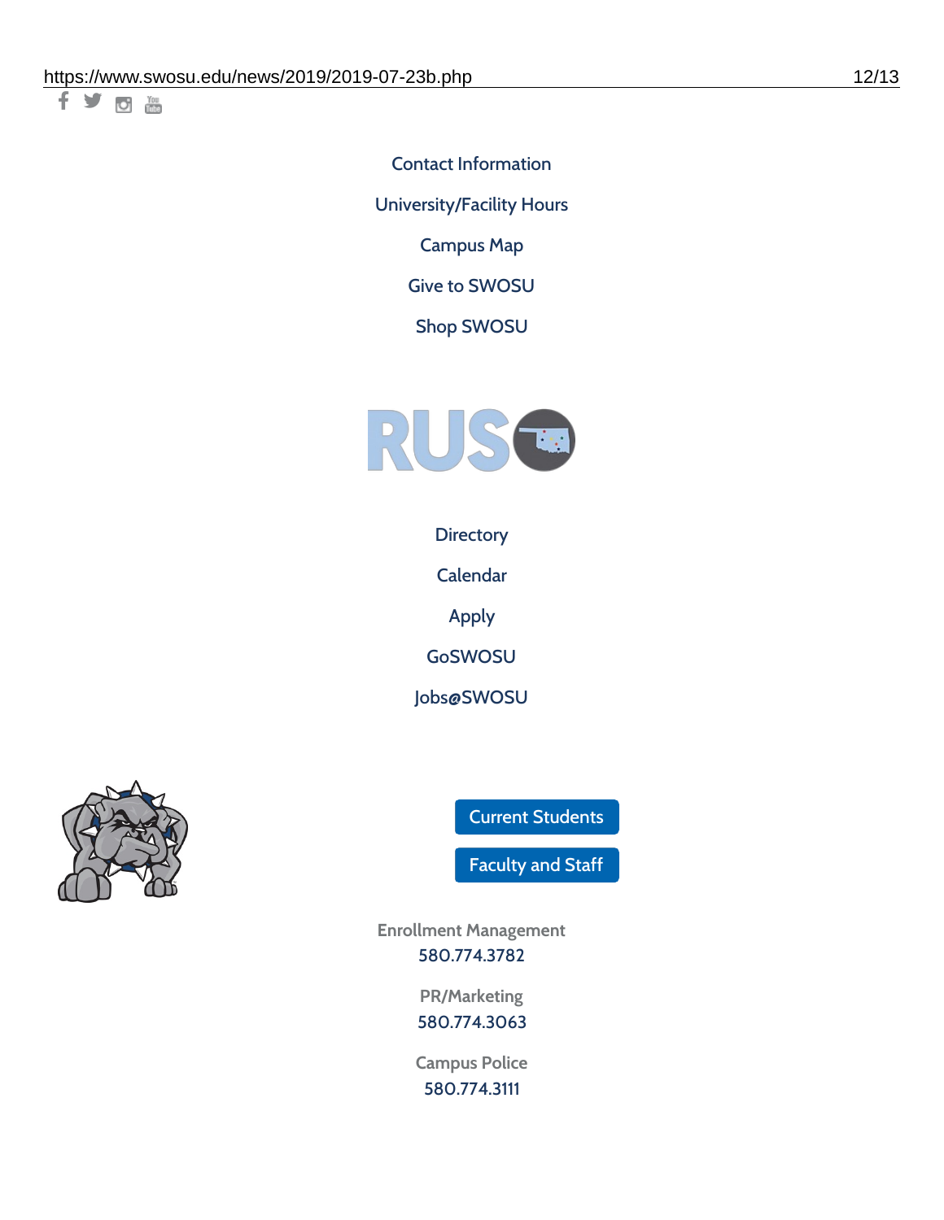Contact Information

University/Facility Hours

Campus Map

Give to SWOSU

Shop SWOSU

Directory

Calendar

Apply

GoSWOSU

Jobs@SWOSU

Current Students

Faculty and Staff

Enrollment Management
580.774.3782

PR/Marketing
580.774.3063

Campus Police
580.774.3111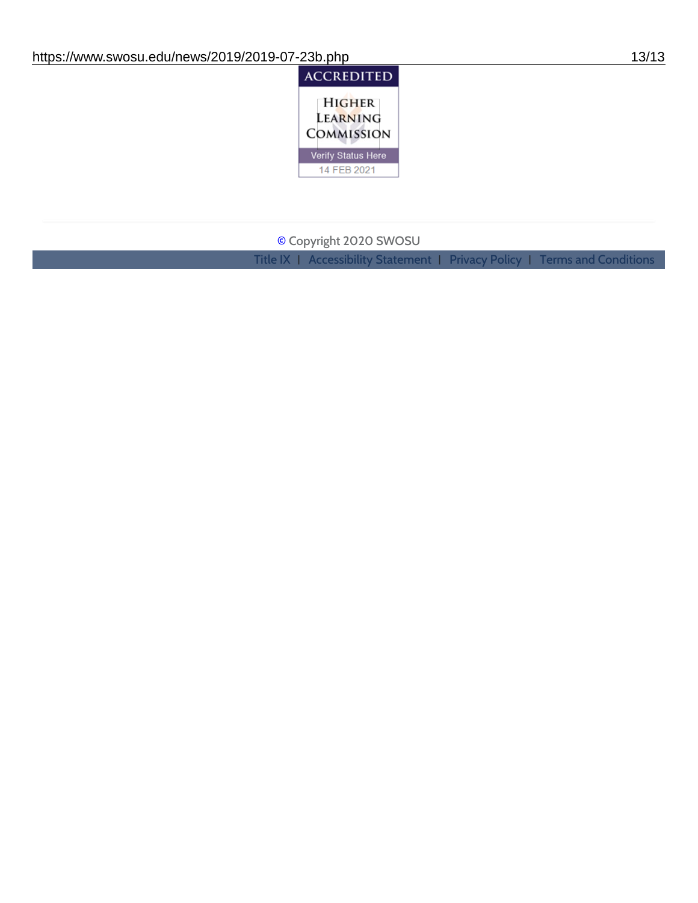ACCREDITED

HIGHER LEARNING COMMISSION

Verify Status Here

14 FEB 2021

© Copyright 2020 SWOSU

Title IX | Accessibility Statement | Privacy Policy | Terms and Conditions